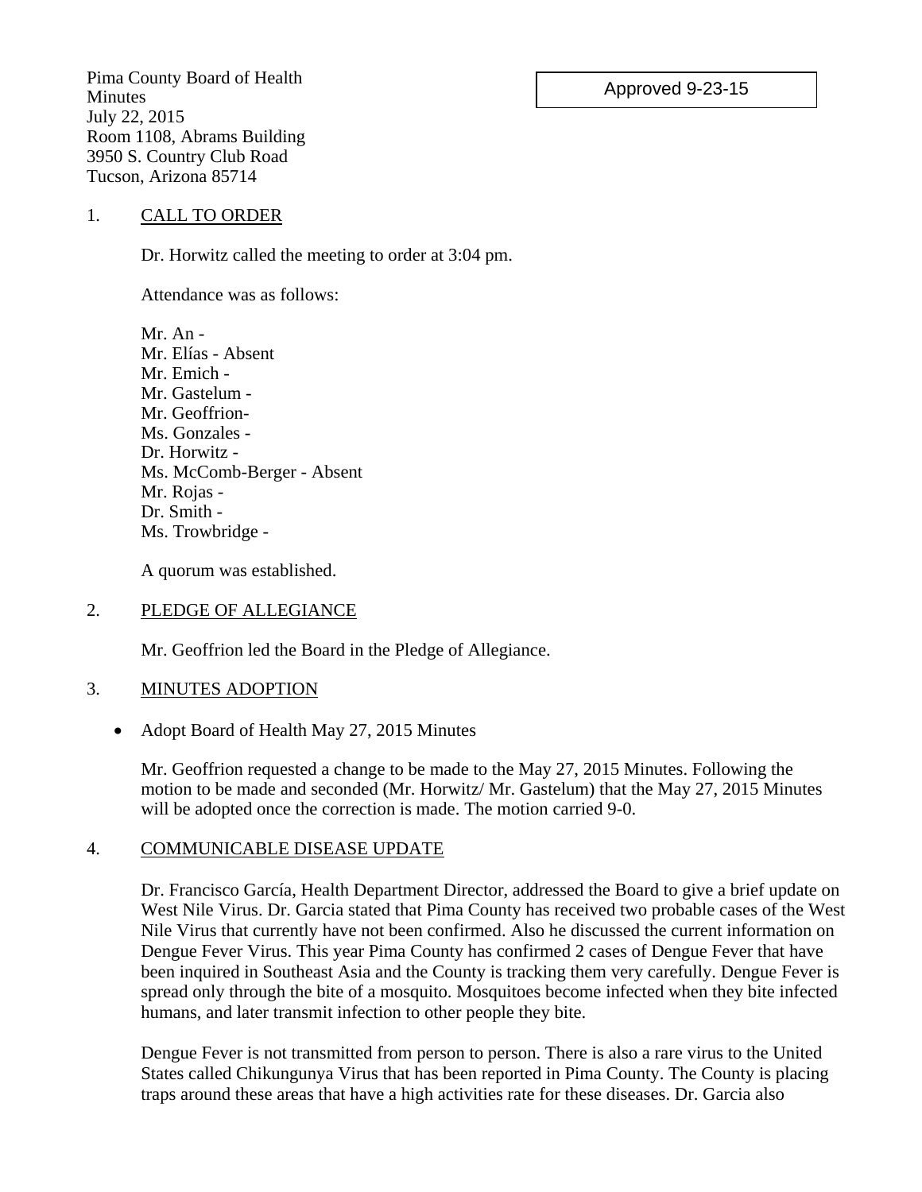Pima County Board of Health
Minutes
July 22, 2015
Room 1108, Abrams Building
3950 S. Country Club Road
Tucson, Arizona 85714

Approved 9-23-15

## 1. CALL TO ORDER

Dr. Horwitz called the meeting to order at 3:04 pm.

Attendance was as follows:

Mr. An -
Mr. Elías - Absent
Mr. Emich -
Mr. Gastelum -
Mr. Geoffrion-
Ms. Gonzales -
Dr. Horwitz -
Ms. McComb-Berger - Absent
Mr. Rojas -
Dr. Smith -
Ms. Trowbridge -

A quorum was established.

## 2. PLEDGE OF ALLEGIANCE

Mr. Geoffrion led the Board in the Pledge of Allegiance.

## 3. MINUTES ADOPTION

- Adopt Board of Health May 27, 2015 Minutes

Mr. Geoffrion requested a change to be made to the May 27, 2015 Minutes. Following the motion to be made and seconded (Mr. Horwitz/ Mr. Gastelum) that the May 27, 2015 Minutes will be adopted once the correction is made. The motion carried 9-0.

## 4. COMMUNICABLE DISEASE UPDATE

Dr. Francisco García, Health Department Director, addressed the Board to give a brief update on West Nile Virus. Dr. Garcia stated that Pima County has received two probable cases of the West Nile Virus that currently have not been confirmed. Also he discussed the current information on Dengue Fever Virus. This year Pima County has confirmed 2 cases of Dengue Fever that have been inquired in Southeast Asia and the County is tracking them very carefully. Dengue Fever is spread only through the bite of a mosquito. Mosquitoes become infected when they bite infected humans, and later transmit infection to other people they bite.

Dengue Fever is not transmitted from person to person. There is also a rare virus to the United States called Chikungunya Virus that has been reported in Pima County. The County is placing traps around these areas that have a high activities rate for these diseases. Dr. Garcia also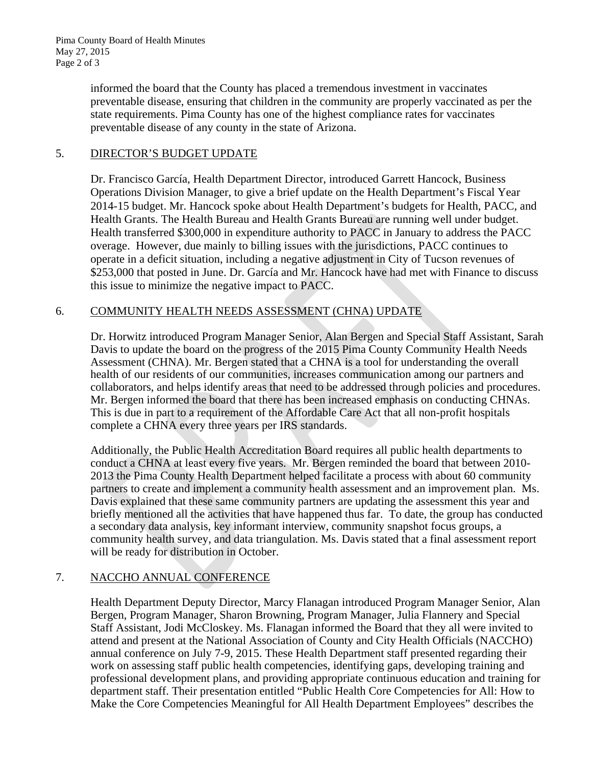informed the board that the County has placed a tremendous investment in vaccinates preventable disease, ensuring that children in the community are properly vaccinated as per the state requirements. Pima County has one of the highest compliance rates for vaccinates preventable disease of any county in the state of Arizona.

5. DIRECTOR'S BUDGET UPDATE

Dr. Francisco García, Health Department Director, introduced Garrett Hancock, Business Operations Division Manager, to give a brief update on the Health Department's Fiscal Year 2014-15 budget. Mr. Hancock spoke about Health Department's budgets for Health, PACC, and Health Grants. The Health Bureau and Health Grants Bureau are running well under budget. Health transferred $300,000 in expenditure authority to PACC in January to address the PACC overage. However, due mainly to billing issues with the jurisdictions, PACC continues to operate in a deficit situation, including a negative adjustment in City of Tucson revenues of $253,000 that posted in June. Dr. García and Mr. Hancock have had met with Finance to discuss this issue to minimize the negative impact to PACC.

6. COMMUNITY HEALTH NEEDS ASSESSMENT (CHNA) UPDATE

Dr. Horwitz introduced Program Manager Senior, Alan Bergen and Special Staff Assistant, Sarah Davis to update the board on the progress of the 2015 Pima County Community Health Needs Assessment (CHNA). Mr. Bergen stated that a CHNA is a tool for understanding the overall health of our residents of our communities, increases communication among our partners and collaborators, and helps identify areas that need to be addressed through policies and procedures. Mr. Bergen informed the board that there has been increased emphasis on conducting CHNAs. This is due in part to a requirement of the Affordable Care Act that all non-profit hospitals complete a CHNA every three years per IRS standards.

Additionally, the Public Health Accreditation Board requires all public health departments to conduct a CHNA at least every five years. Mr. Bergen reminded the board that between 2010-2013 the Pima County Health Department helped facilitate a process with about 60 community partners to create and implement a community health assessment and an improvement plan. Ms. Davis explained that these same community partners are updating the assessment this year and briefly mentioned all the activities that have happened thus far. To date, the group has conducted a secondary data analysis, key informant interview, community snapshot focus groups, a community health survey, and data triangulation. Ms. Davis stated that a final assessment report will be ready for distribution in October.

7. NACCHO ANNUAL CONFERENCE

Health Department Deputy Director, Marcy Flanagan introduced Program Manager Senior, Alan Bergen, Program Manager, Sharon Browning, Program Manager, Julia Flannery and Special Staff Assistant, Jodi McCloskey. Ms. Flanagan informed the Board that they all were invited to attend and present at the National Association of County and City Health Officials (NACCHO) annual conference on July 7-9, 2015. These Health Department staff presented regarding their work on assessing staff public health competencies, identifying gaps, developing training and professional development plans, and providing appropriate continuous education and training for department staff. Their presentation entitled "Public Health Core Competencies for All: How to Make the Core Competencies Meaningful for All Health Department Employees" describes the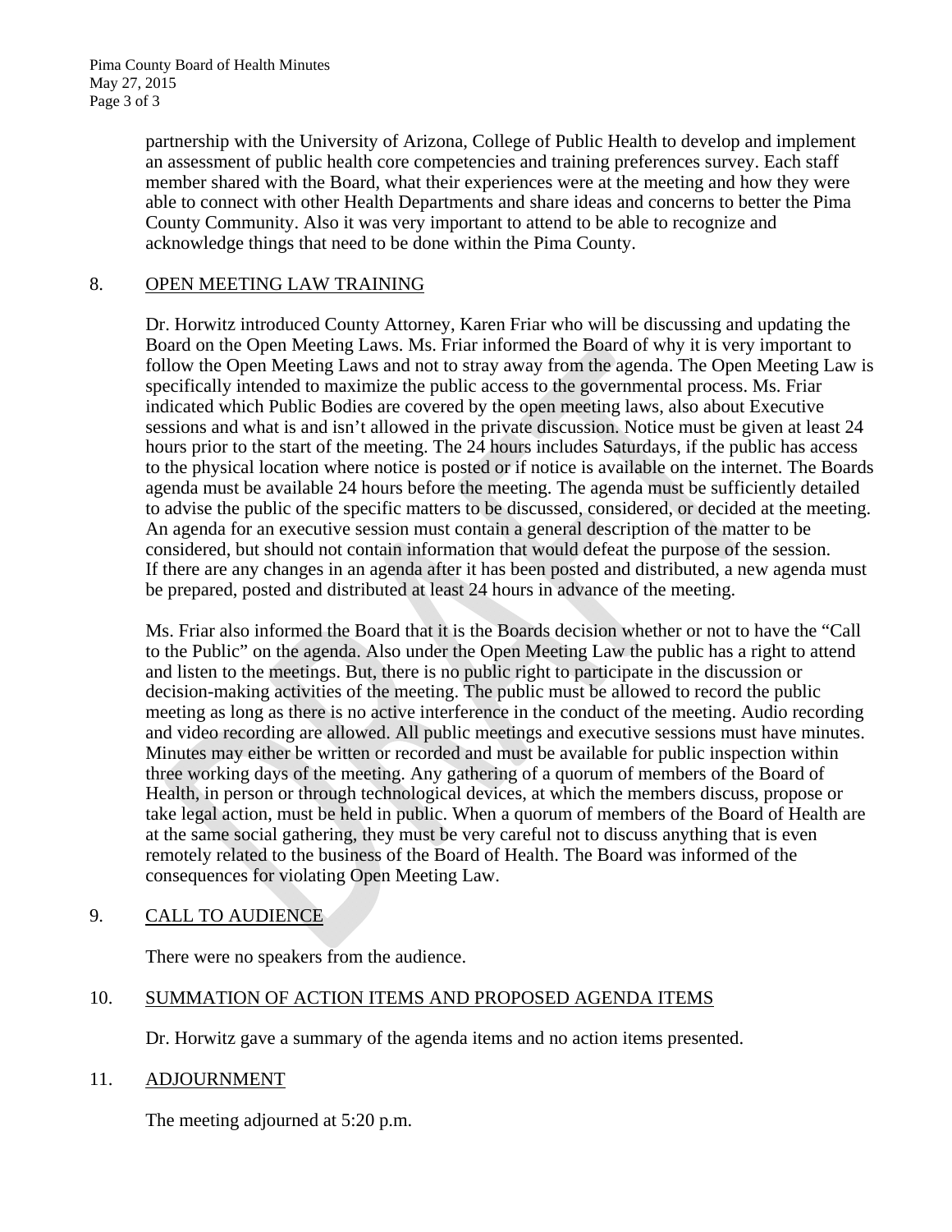partnership with the University of Arizona, College of Public Health to develop and implement an assessment of public health core competencies and training preferences survey. Each staff member shared with the Board, what their experiences were at the meeting and how they were able to connect with other Health Departments and share ideas and concerns to better the Pima County Community. Also it was very important to attend to be able to recognize and acknowledge things that need to be done within the Pima County.

## 8. OPEN MEETING LAW TRAINING

Dr. Horwitz introduced County Attorney, Karen Friar who will be discussing and updating the Board on the Open Meeting Laws. Ms. Friar informed the Board of why it is very important to follow the Open Meeting Laws and not to stray away from the agenda. The Open Meeting Law is specifically intended to maximize the public access to the governmental process. Ms. Friar indicated which Public Bodies are covered by the open meeting laws, also about Executive sessions and what is and isn't allowed in the private discussion. Notice must be given at least 24 hours prior to the start of the meeting. The 24 hours includes Saturdays, if the public has access to the physical location where notice is posted or if notice is available on the internet. The Boards agenda must be available 24 hours before the meeting. The agenda must be sufficiently detailed to advise the public of the specific matters to be discussed, considered, or decided at the meeting. An agenda for an executive session must contain a general description of the matter to be considered, but should not contain information that would defeat the purpose of the session. If there are any changes in an agenda after it has been posted and distributed, a new agenda must be prepared, posted and distributed at least 24 hours in advance of the meeting.

Ms. Friar also informed the Board that it is the Boards decision whether or not to have the "Call to the Public" on the agenda. Also under the Open Meeting Law the public has a right to attend and listen to the meetings. But, there is no public right to participate in the discussion or decision-making activities of the meeting. The public must be allowed to record the public meeting as long as there is no active interference in the conduct of the meeting. Audio recording and video recording are allowed. All public meetings and executive sessions must have minutes. Minutes may either be written or recorded and must be available for public inspection within three working days of the meeting. Any gathering of a quorum of members of the Board of Health, in person or through technological devices, at which the members discuss, propose or take legal action, must be held in public. When a quorum of members of the Board of Health are at the same social gathering, they must be very careful not to discuss anything that is even remotely related to the business of the Board of Health. The Board was informed of the consequences for violating Open Meeting Law.

## 9. CALL TO AUDIENCE

There were no speakers from the audience.

## 10. SUMMATION OF ACTION ITEMS AND PROPOSED AGENDA ITEMS

Dr. Horwitz gave a summary of the agenda items and no action items presented.

## 11. ADJOURNMENT

The meeting adjourned at 5:20 p.m.